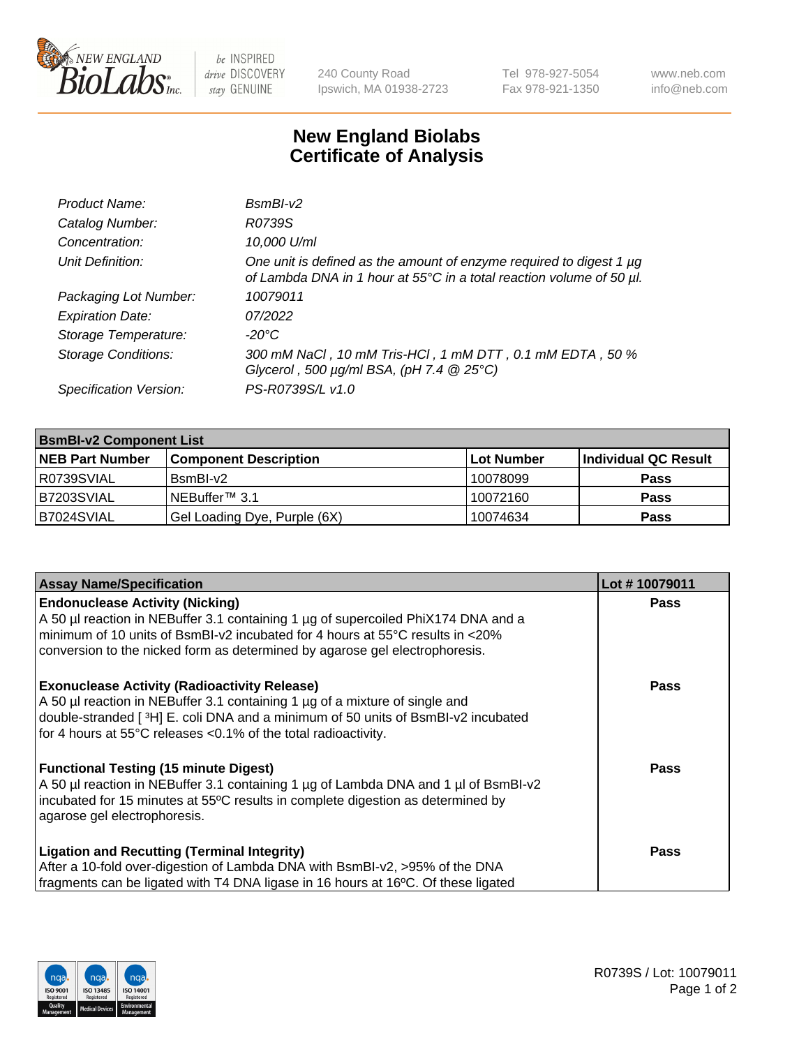# New England Biolabs
# Certificate of Analysis

| | |
|---|---|
| *Product Name:* | *BsmBI-v2* |
| *Catalog Number:* | *R0739S* |
| *Concentration:* | *10,000 U/ml* |
| *Unit Definition:* | *One unit is defined as the amount of enzyme required to digest 1 µg of Lambda DNA in 1 hour at 55°C in a total reaction volume of 50 µl.* |
| *Packaging Lot Number:* | *10079011* |
| *Expiration Date:* | *07/2022* |
| *Storage Temperature:* | *-20°C* |
| *Storage Conditions:* | *300 mM NaCl , 10 mM Tris-HCl , 1 mM DTT , 0.1 mM EDTA , 50 % Glycerol , 500 µg/ml BSA, (pH 7.4 @ 25°C)* |
| *Specification Version:* | *PS-R0739S/L v1.0* |

| BsmBI-v2 Component List | | | |
|---|---|---|---|
| **NEB Part Number** | **Component Description** | **Lot Number** | **Individual QC Result** |
| R0739SVIAL | BsmBI-v2 | 10078099 | **Pass** |
| B7203SVIAL | NEBuffer™ 3.1 | 10072160 | **Pass** |
| B7024SVIAL | Gel Loading Dye, Purple (6X) | 10074634 | **Pass** |

| Assay Name/Specification | Lot # 10079011 |
|---|---|
| **Endonuclease Activity (Nicking)** A 50 µl reaction in NEBuffer 3.1 containing 1 µg of supercoiled PhiX174 DNA and a minimum of 10 units of BsmBI-v2 incubated for 4 hours at 55°C results in <20% conversion to the nicked form as determined by agarose gel electrophoresis. | **Pass** |
| **Exonuclease Activity (Radioactivity Release)** A 50 µl reaction in NEBuffer 3.1 containing 1 µg of a mixture of single and double-stranded [ $^{3}$H] E. coli DNA and a minimum of 50 units of BsmBI-v2 incubated for 4 hours at 55°C releases <0.1% of the total radioactivity. | **Pass** |
| **Functional Testing (15 minute Digest)** A 50 µl reaction in NEBuffer 3.1 containing 1 µg of Lambda DNA and 1 µl of BsmBI-v2 incubated for 15 minutes at 55ºC results in complete digestion as determined by agarose gel electrophoresis. | **Pass** |
| **Ligation and Recutting (Terminal Integrity)** After a 10-fold over-digestion of Lambda DNA with BsmBI-v2, >95% of the DNA fragments can be ligated with T4 DNA ligase in 16 hours at 16ºC. Of these ligated | **Pass** |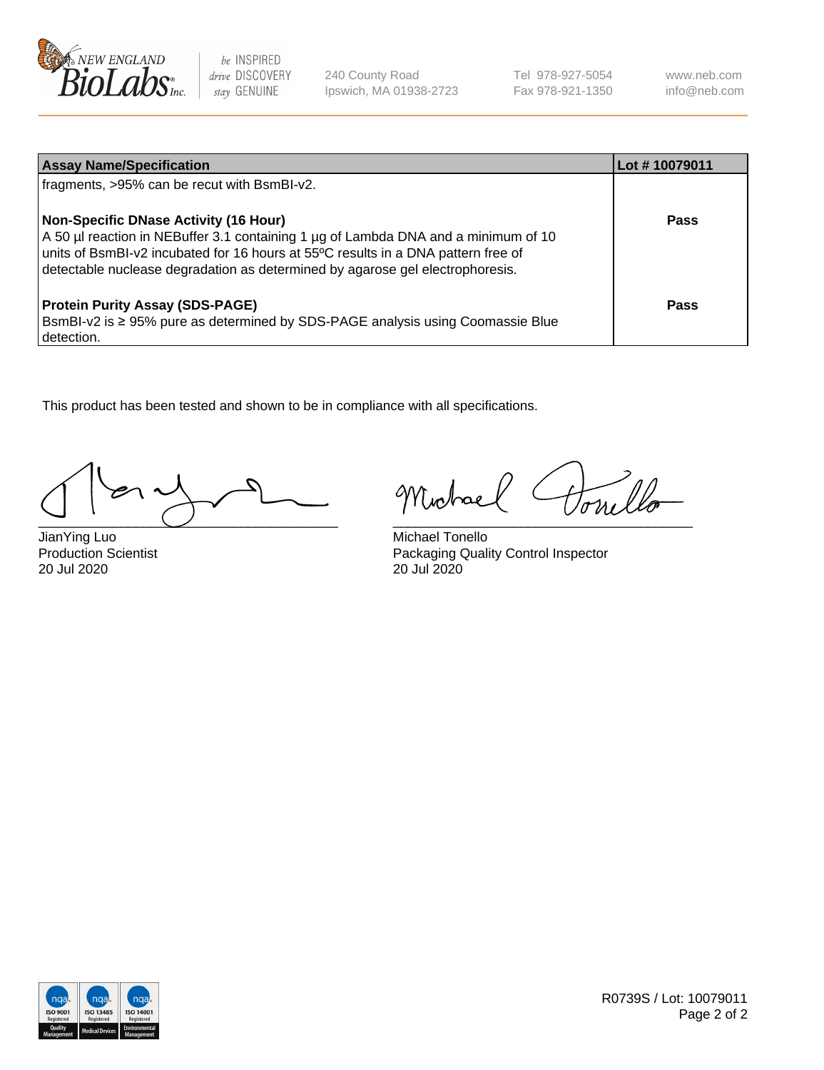| Assay Name/Specification | Lot # 10079011 |
| --- | --- |
| fragments, >95% can be recut with BsmBI-v2. | |
| **Non-Specific DNase Activity (16 Hour)**<br>A 50 µl reaction in NEBuffer 3.1 containing 1 µg of Lambda DNA and a minimum of 10 units of BsmBI-v2 incubated for 16 hours at 55ºC results in a DNA pattern free of detectable nuclease degradation as determined by agarose gel electrophoresis. | **Pass** |
| **Protein Purity Assay (SDS-PAGE)**<br>BsmBI-v2 is ≥ 95% pure as determined by SDS-PAGE analysis using Coomassie Blue detection. | **Pass** |

This product has been tested and shown to be in compliance with all specifications.

JianYing Luo
Production Scientist
20 Jul 2020

Michael Tonello
Packaging Quality Control Inspector
20 Jul 2020

R0739S / Lot: 10079011